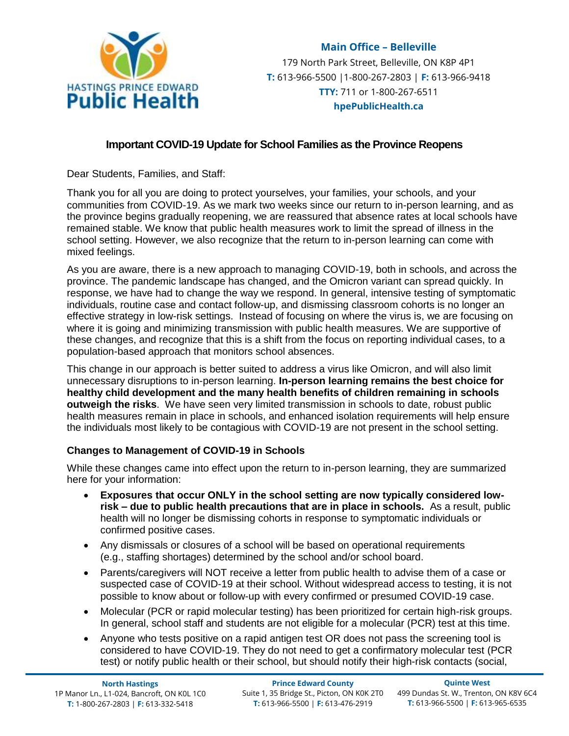Main Office – Belleville

179 North Park Street, Belleville, ON K8P 4P1
T: 613-966-5500 |1-800-267-2803 | F: 613-966-9418
TTY: 711 or 1-800-267-6511
hpePublicHealth.ca

## Important COVID-19 Update for School Families as the Province Reopens

Dear Students, Families, and Staff:

Thank you for all you are doing to protect yourselves, your families, your schools, and your communities from COVID-19. As we mark two weeks since our return to in-person learning, and as the province begins gradually reopening, we are reassured that absence rates at local schools have remained stable. We know that public health measures work to limit the spread of illness in the school setting. However, we also recognize that the return to in-person learning can come with mixed feelings.

As you are aware, there is a new approach to managing COVID-19, both in schools, and across the province. The pandemic landscape has changed, and the Omicron variant can spread quickly. In response, we have had to change the way we respond. In general, intensive testing of symptomatic individuals, routine case and contact follow-up, and dismissing classroom cohorts is no longer an effective strategy in low-risk settings. Instead of focusing on where the virus is, we are focusing on where it is going and minimizing transmission with public health measures. We are supportive of these changes, and recognize that this is a shift from the focus on reporting individual cases, to a population-based approach that monitors school absences.

This change in our approach is better suited to address a virus like Omicron, and will also limit unnecessary disruptions to in-person learning. **In-person learning remains the best choice for healthy child development and the many health benefits of children remaining in schools outweigh the risks**. We have seen very limited transmission in schools to date, robust public health measures remain in place in schools, and enhanced isolation requirements will help ensure the individuals most likely to be contagious with COVID-19 are not present in the school setting.

### Changes to Management of COVID-19 in Schools

While these changes came into effect upon the return to in-person learning, they are summarized here for your information:

- **Exposures that occur ONLY in the school setting are now typically considered low-risk – due to public health precautions that are in place in schools.** As a result, public health will no longer be dismissing cohorts in response to symptomatic individuals or confirmed positive cases.
- Any dismissals or closures of a school will be based on operational requirements (e.g., staffing shortages) determined by the school and/or school board.
- Parents/caregivers will NOT receive a letter from public health to advise them of a case or suspected case of COVID-19 at their school. Without widespread access to testing, it is not possible to know about or follow-up with every confirmed or presumed COVID-19 case.
- Molecular (PCR or rapid molecular testing) has been prioritized for certain high-risk groups. In general, school staff and students are not eligible for a molecular (PCR) test at this time.
- Anyone who tests positive on a rapid antigen test OR does not pass the screening tool is considered to have COVID-19. They do not need to get a confirmatory molecular test (PCR test) or notify public health or their school, but should notify their high-risk contacts (social,

**North Hastings**
1P Manor Ln., L1-024, Bancroft, ON K0L 1C0
T: 1-800-267-2803 | F: 613-332-5418

**Prince Edward County**
Suite 1, 35 Bridge St., Picton, ON K0K 2T0
T: 613-966-5500 | F: 613-476-2919

**Quinte West**
499 Dundas St. W., Trenton, ON K8V 6C4
T: 613-966-5500 | F: 613-965-6535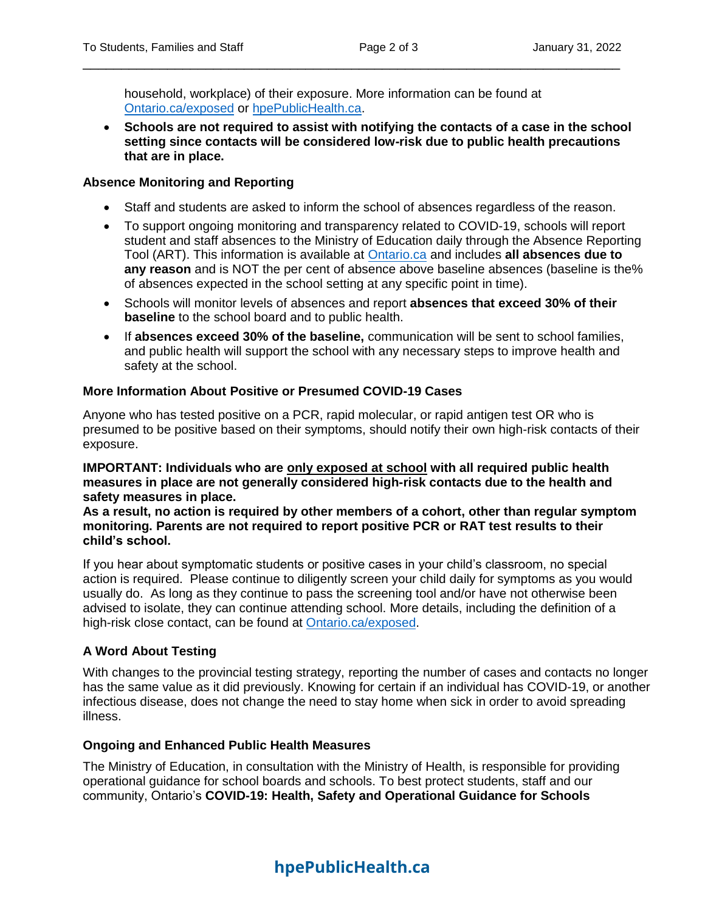household, workplace) of their exposure. More information can be found at [Ontario.ca/exposed](Ontario.ca/exposed) or [hpePublicHealth.ca](hpePublicHealth.ca).

- **Schools are not required to assist with notifying the contacts of a case in the school setting since contacts will be considered low-risk due to public health precautions that are in place.**

### Absence Monitoring and Reporting

- Staff and students are asked to inform the school of absences regardless of the reason.
- To support ongoing monitoring and transparency related to COVID-19, schools will report student and staff absences to the Ministry of Education daily through the Absence Reporting Tool (ART). This information is available at [Ontario.ca](Ontario.ca) and includes **all absences due to any reason** and is NOT the per cent of absence above baseline absences (baseline is the% of absences expected in the school setting at any specific point in time).
- Schools will monitor levels of absences and report **absences that exceed 30% of their baseline** to the school board and to public health.
- If **absences exceed 30% of the baseline,** communication will be sent to school families, and public health will support the school with any necessary steps to improve health and safety at the school.

### More Information About Positive or Presumed COVID-19 Cases

Anyone who has tested positive on a PCR, rapid molecular, or rapid antigen test OR who is presumed to be positive based on their symptoms, should notify their own high-risk contacts of their exposure.

**IMPORTANT: Individuals who are <u>only exposed at school</u> with all required public health measures in place are not generally considered high-risk contacts due to the health and safety measures in place.**
**As a result, no action is required by other members of a cohort, other than regular symptom monitoring. Parents are not required to report positive PCR or RAT test results to their child's school.**

If you hear about symptomatic students or positive cases in your child's classroom, no special action is required. Please continue to diligently screen your child daily for symptoms as you would usually do. As long as they continue to pass the screening tool and/or have not otherwise been advised to isolate, they can continue attending school. More details, including the definition of a high-risk close contact, can be found at [Ontario.ca/exposed](Ontario.ca/exposed).

### A Word About Testing

With changes to the provincial testing strategy, reporting the number of cases and contacts no longer has the same value as it did previously. Knowing for certain if an individual has COVID-19, or another infectious disease, does not change the need to stay home when sick in order to avoid spreading illness.

### Ongoing and Enhanced Public Health Measures

The Ministry of Education, in consultation with the Ministry of Health, is responsible for providing operational guidance for school boards and schools. To best protect students, staff and our community, Ontario's **COVID-19: Health, Safety and Operational Guidance for Schools**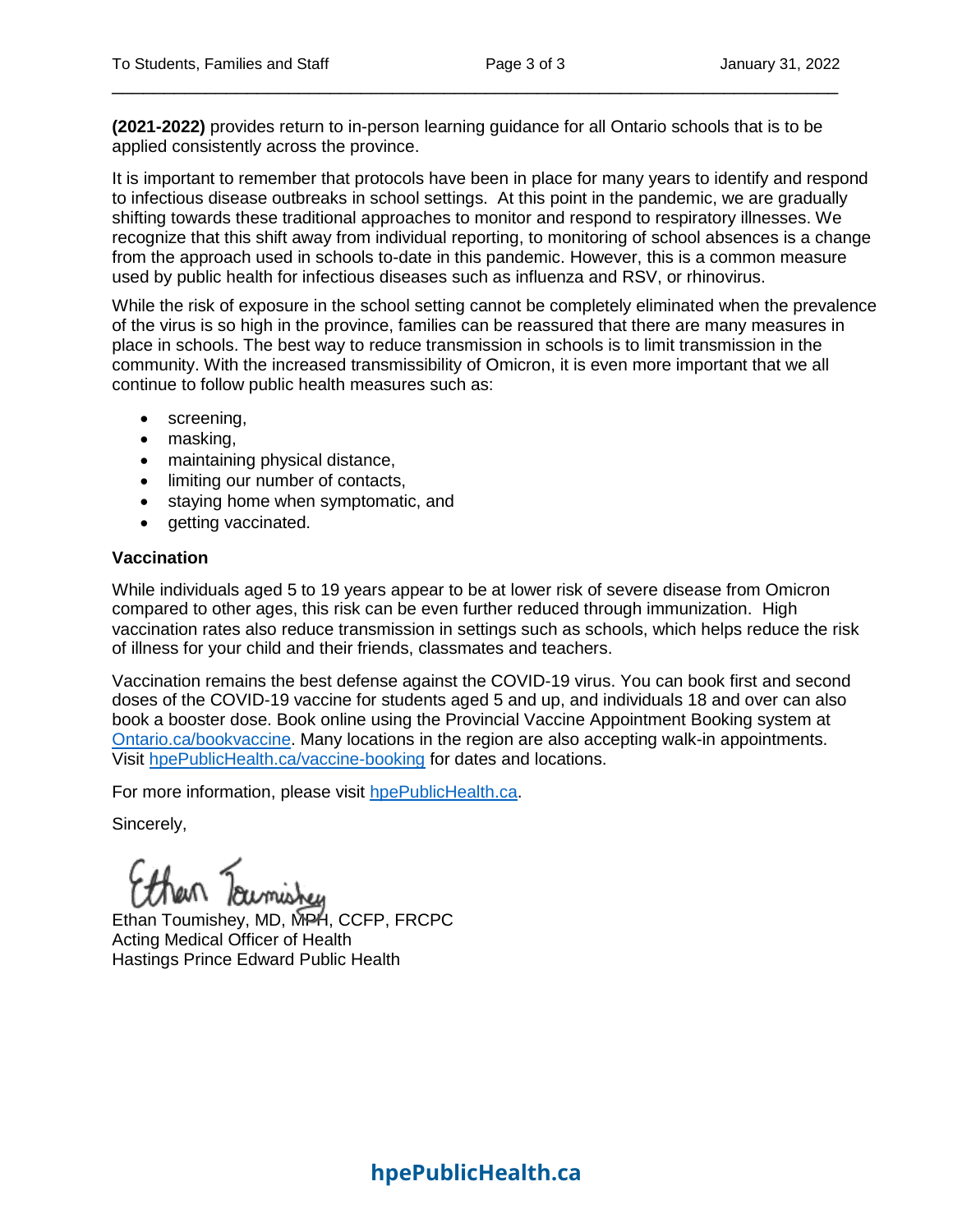**(2021-2022)** provides return to in-person learning guidance for all Ontario schools that is to be applied consistently across the province.

It is important to remember that protocols have been in place for many years to identify and respond to infectious disease outbreaks in school settings. At this point in the pandemic, we are gradually shifting towards these traditional approaches to monitor and respond to respiratory illnesses. We recognize that this shift away from individual reporting, to monitoring of school absences is a change from the approach used in schools to-date in this pandemic. However, this is a common measure used by public health for infectious diseases such as influenza and RSV, or rhinovirus.

While the risk of exposure in the school setting cannot be completely eliminated when the prevalence of the virus is so high in the province, families can be reassured that there are many measures in place in schools. The best way to reduce transmission in schools is to limit transmission in the community. With the increased transmissibility of Omicron, it is even more important that we all continue to follow public health measures such as:

- screening,
- masking,
- maintaining physical distance,
- limiting our number of contacts,
- staying home when symptomatic, and
- getting vaccinated.

**Vaccination**

While individuals aged 5 to 19 years appear to be at lower risk of severe disease from Omicron compared to other ages, this risk can be even further reduced through immunization. High vaccination rates also reduce transmission in settings such as schools, which helps reduce the risk of illness for your child and their friends, classmates and teachers.

Vaccination remains the best defense against the COVID-19 virus. You can book first and second doses of the COVID-19 vaccine for students aged 5 and up, and individuals 18 and over can also book a booster dose. Book online using the Provincial Vaccine Appointment Booking system at Ontario.ca/bookvaccine. Many locations in the region are also accepting walk-in appointments. Visit hpePublicHealth.ca/vaccine-booking for dates and locations.

For more information, please visit hpePublicHealth.ca.

Sincerely,

Ethan Toumishey, MD, MPH, CCFP, FRCPC
Acting Medical Officer of Health
Hastings Prince Edward Public Health